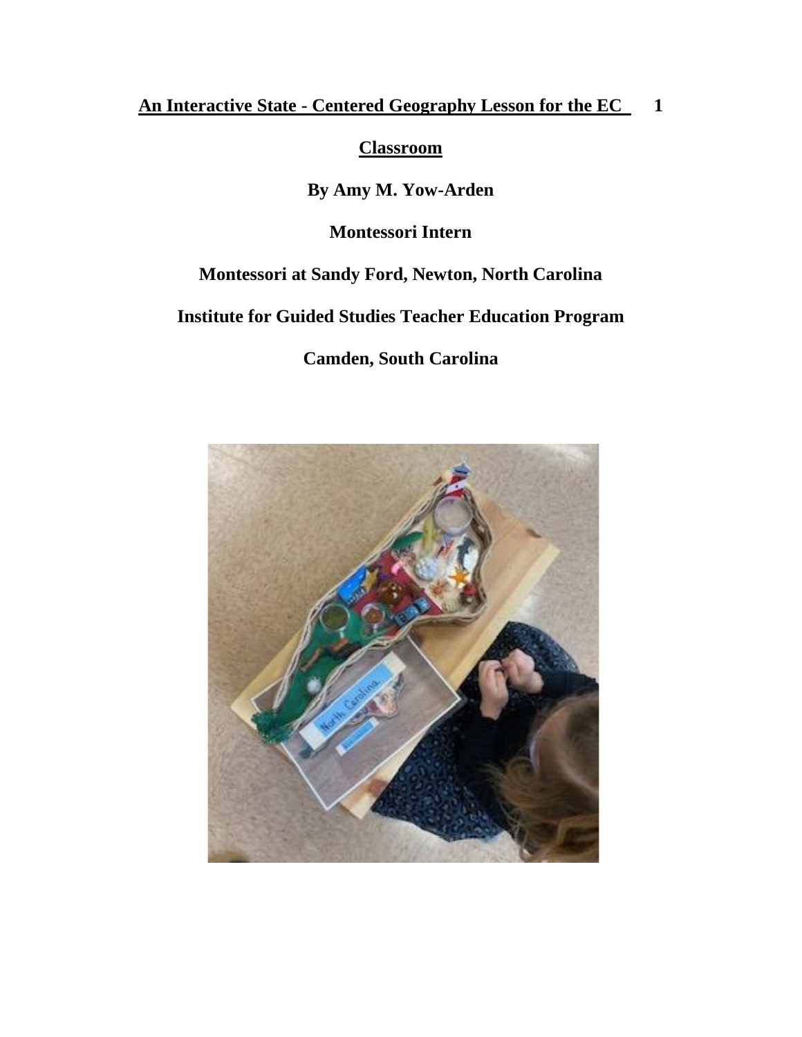# An Interactive State - Centered Geography Lesson for the EC Classroom

**By Amy M. Yow-Arden**

**Montessori Intern**

**Montessori at Sandy Ford, Newton, North Carolina**

**Institute for Guided Studies Teacher Education Program**

**Camden, South Carolina**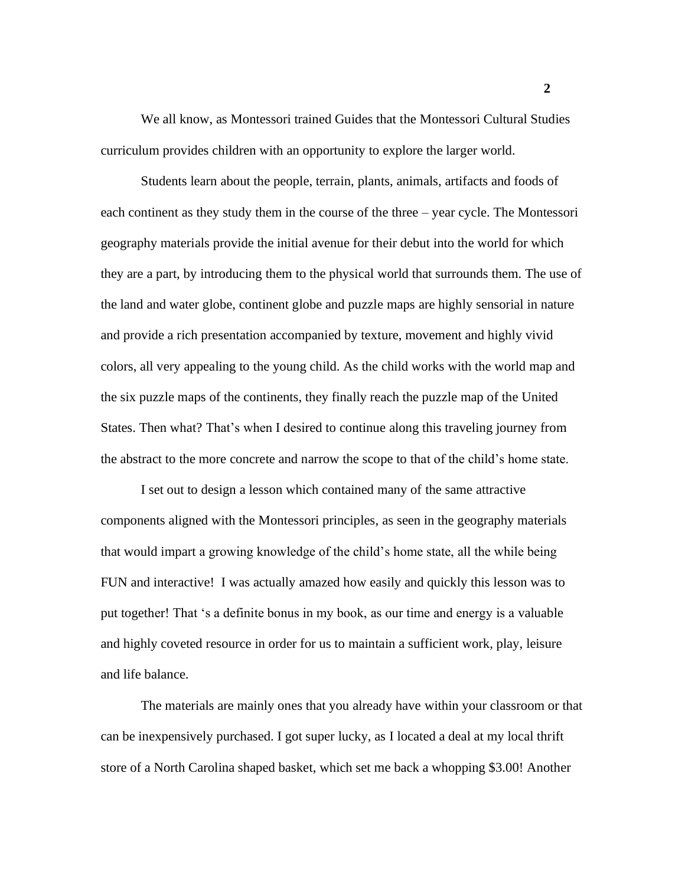We all know, as Montessori trained Guides that the Montessori Cultural Studies curriculum provides children with an opportunity to explore the larger world.

Students learn about the people, terrain, plants, animals, artifacts and foods of each continent as they study them in the course of the three – year cycle. The Montessori geography materials provide the initial avenue for their debut into the world for which they are a part, by introducing them to the physical world that surrounds them. The use of the land and water globe, continent globe and puzzle maps are highly sensorial in nature and provide a rich presentation accompanied by texture, movement and highly vivid colors, all very appealing to the young child. As the child works with the world map and the six puzzle maps of the continents, they finally reach the puzzle map of the United States. Then what? That's when I desired to continue along this traveling journey from the abstract to the more concrete and narrow the scope to that of the child's home state.

I set out to design a lesson which contained many of the same attractive components aligned with the Montessori principles, as seen in the geography materials that would impart a growing knowledge of the child's home state, all the while being FUN and interactive! I was actually amazed how easily and quickly this lesson was to put together! That 's a definite bonus in my book, as our time and energy is a valuable and highly coveted resource in order for us to maintain a sufficient work, play, leisure and life balance.

The materials are mainly ones that you already have within your classroom or that can be inexpensively purchased. I got super lucky, as I located a deal at my local thrift store of a North Carolina shaped basket, which set me back a whopping $3.00! Another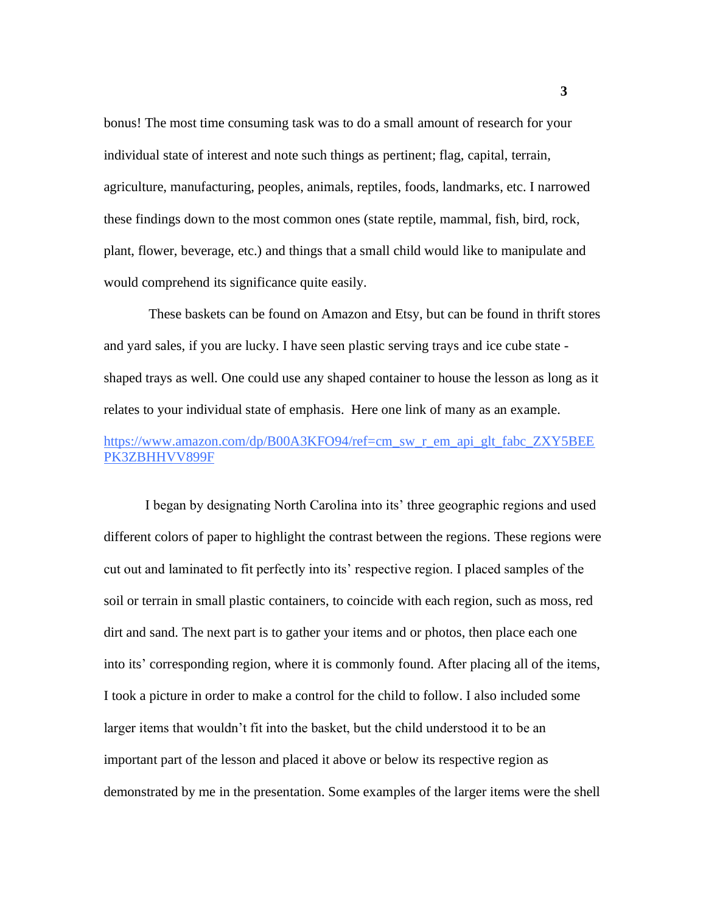bonus! The most time consuming task was to do a small amount of research for your individual state of interest and note such things as pertinent; flag, capital, terrain, agriculture, manufacturing, peoples, animals, reptiles, foods, landmarks, etc. I narrowed these findings down to the most common ones (state reptile, mammal, fish, bird, rock, plant, flower, beverage, etc.) and things that a small child would like to manipulate and would comprehend its significance quite easily.

These baskets can be found on Amazon and Etsy, but can be found in thrift stores and yard sales, if you are lucky. I have seen plastic serving trays and ice cube state - shaped trays as well. One could use any shaped container to house the lesson as long as it relates to your individual state of emphasis. Here one link of many as an example.

https://www.amazon.com/dp/B00A3KFO94/ref=cm_sw_r_em_api_glt_fabc_ZXY5BEEPK3ZBHHVV899F

I began by designating North Carolina into its' three geographic regions and used different colors of paper to highlight the contrast between the regions. These regions were cut out and laminated to fit perfectly into its' respective region. I placed samples of the soil or terrain in small plastic containers, to coincide with each region, such as moss, red dirt and sand. The next part is to gather your items and or photos, then place each one into its' corresponding region, where it is commonly found. After placing all of the items, I took a picture in order to make a control for the child to follow. I also included some larger items that wouldn't fit into the basket, but the child understood it to be an important part of the lesson and placed it above or below its respective region as demonstrated by me in the presentation. Some examples of the larger items were the shell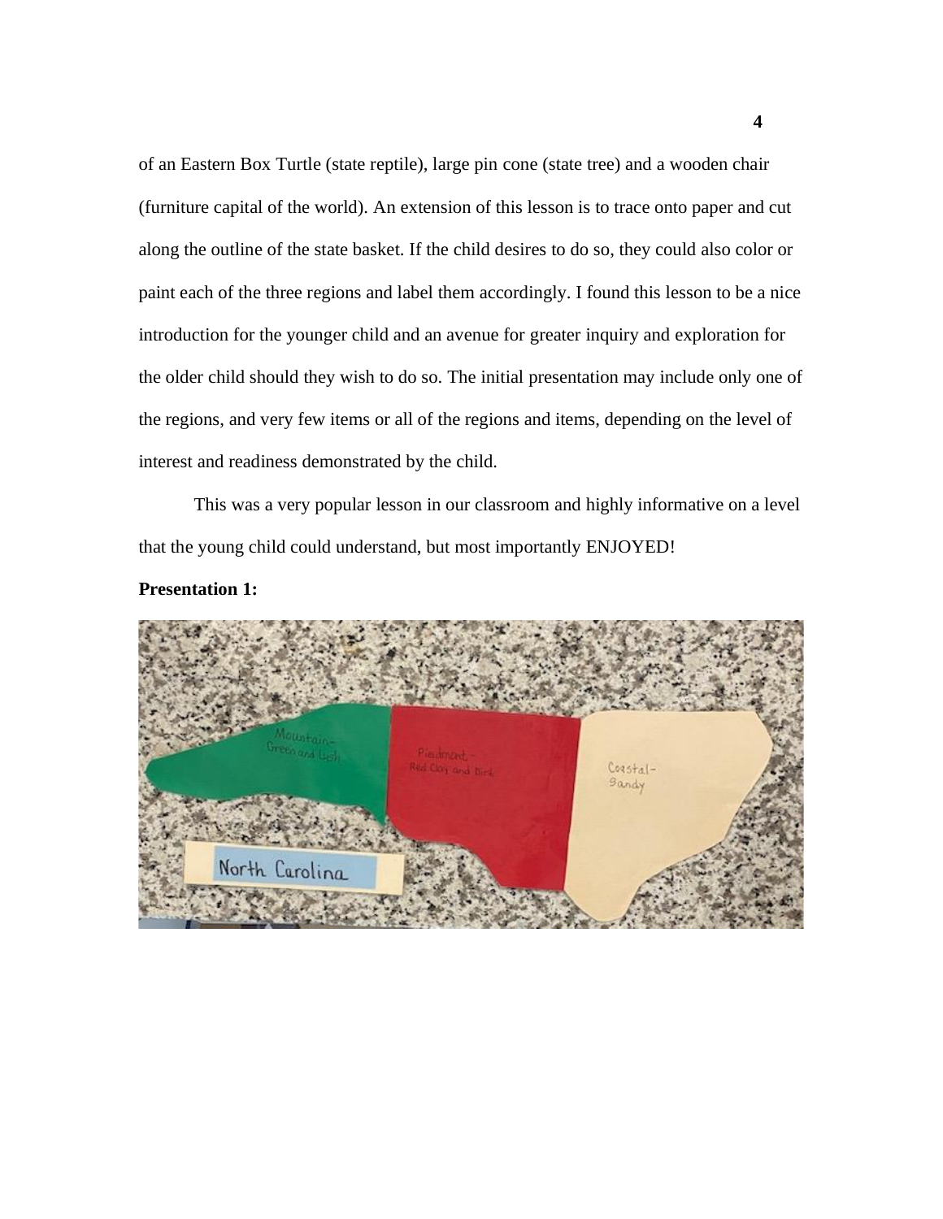of an Eastern Box Turtle (state reptile), large pin cone (state tree) and a wooden chair (furniture capital of the world). An extension of this lesson is to trace onto paper and cut along the outline of the state basket. If the child desires to do so, they could also color or paint each of the three regions and label them accordingly. I found this lesson to be a nice introduction for the younger child and an avenue for greater inquiry and exploration for the older child should they wish to do so. The initial presentation may include only one of the regions, and very few items or all of the regions and items, depending on the level of interest and readiness demonstrated by the child.

This was a very popular lesson in our classroom and highly informative on a level that the young child could understand, but most importantly ENJOYED!

**Presentation 1:**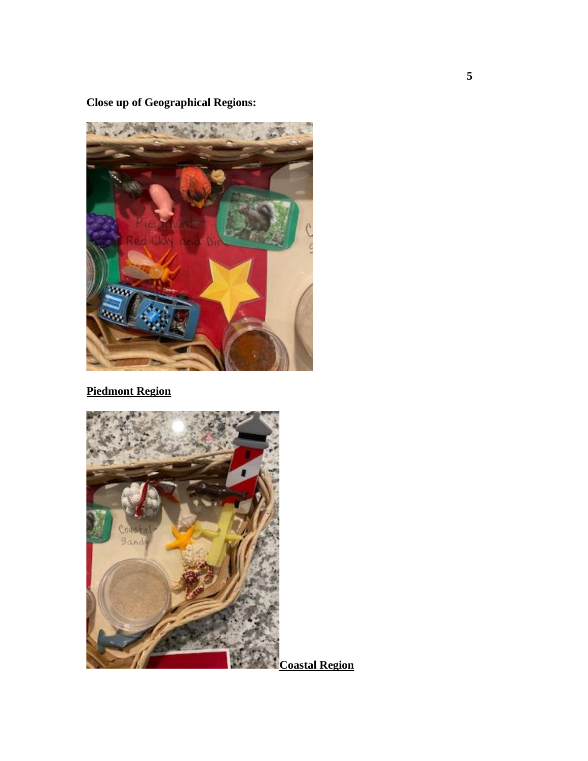**Close up of Geographical Regions:**

**Piedmont Region**

**Coastal Region**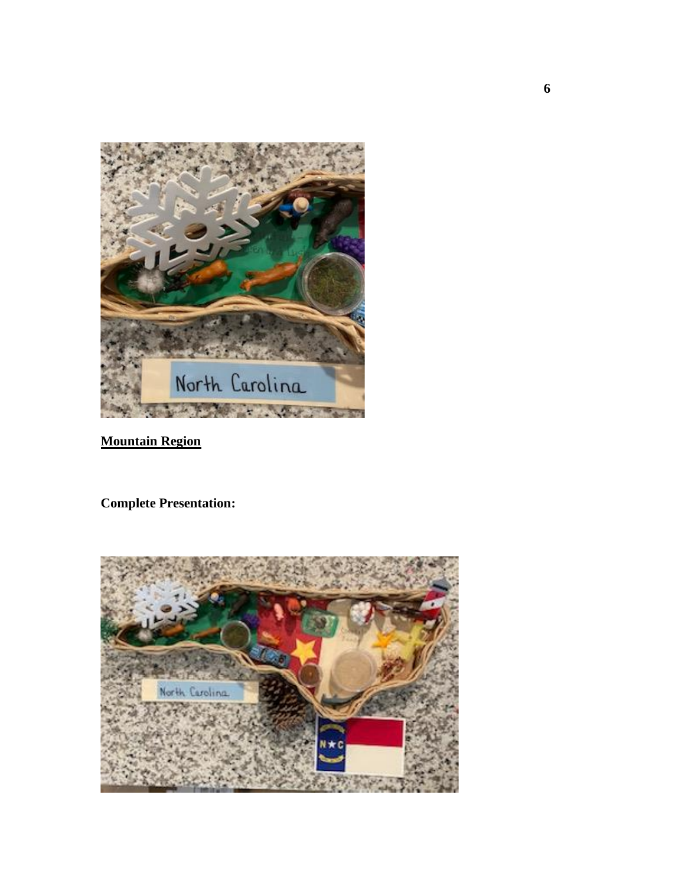**Mountain Region**

**Complete Presentation:**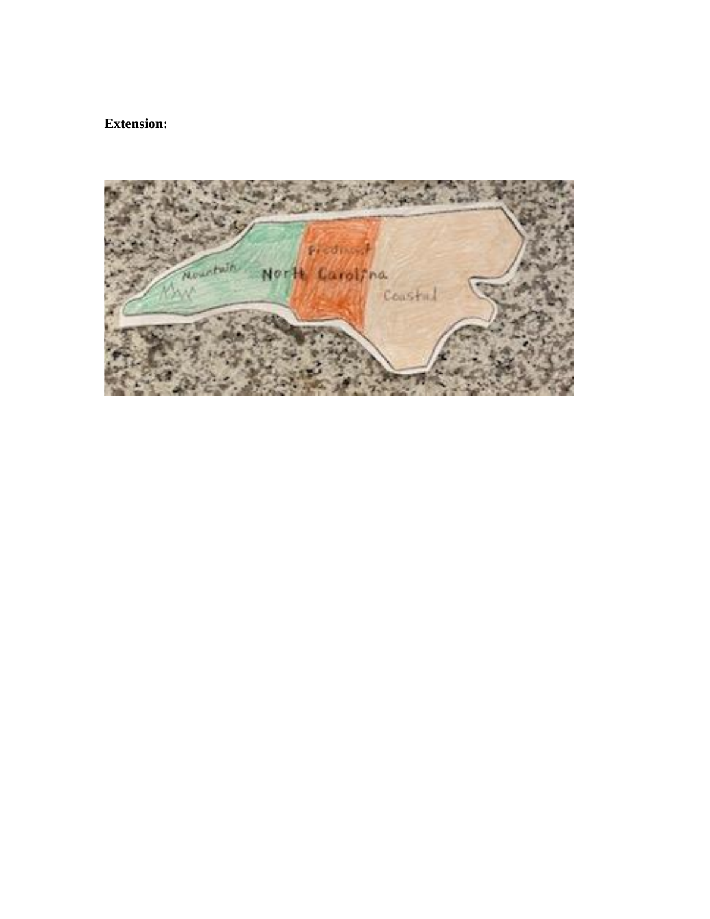**Extension:**